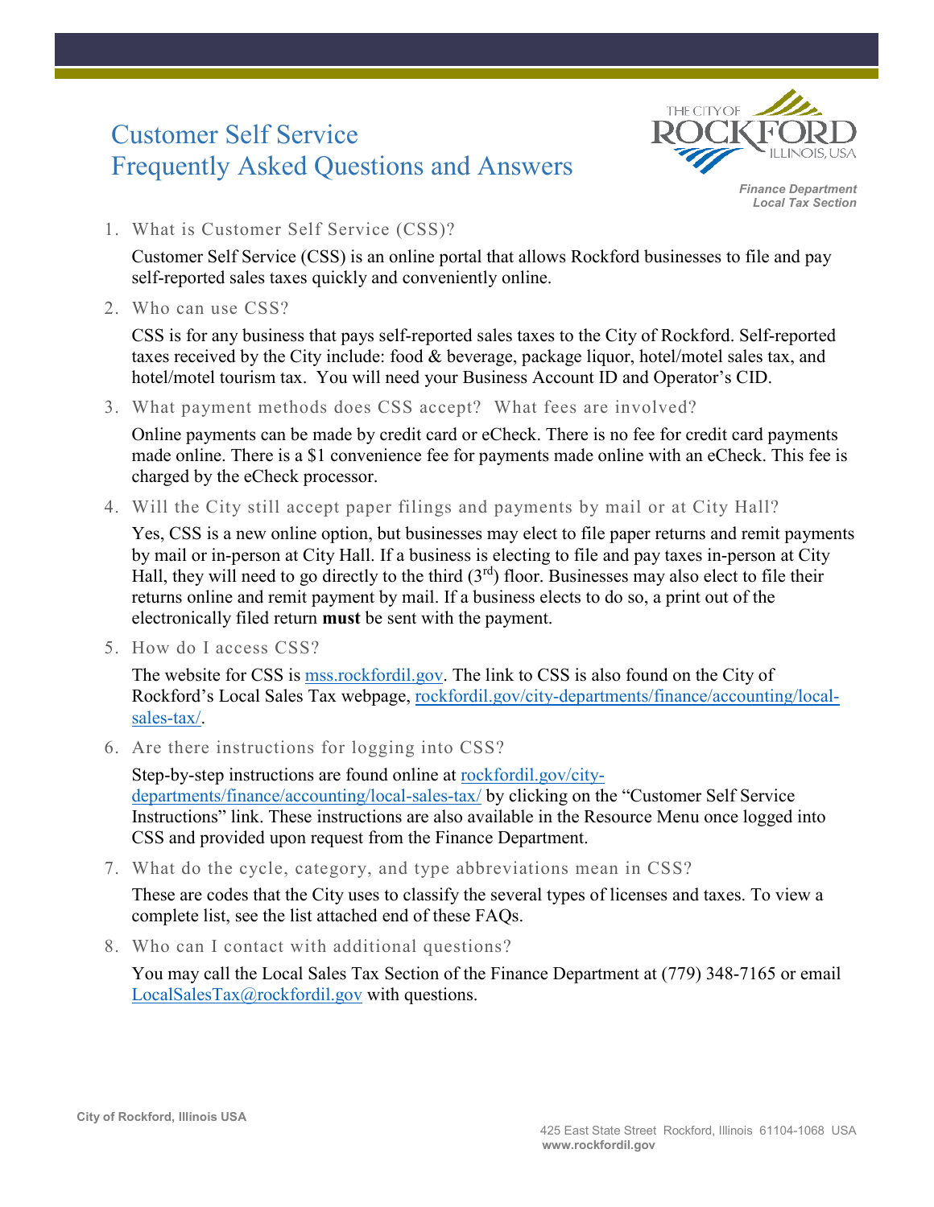# Customer Self Service
# Frequently Asked Questions and Answers

*Finance Department*
*Local Tax Section*

1. What is Customer Self Service (CSS)?

   Customer Self Service (CSS) is an online portal that allows Rockford businesses to file and pay self-reported sales taxes quickly and conveniently online.

2. Who can use CSS?

   CSS is for any business that pays self-reported sales taxes to the City of Rockford. Self-reported taxes received by the City include: food & beverage, package liquor, hotel/motel sales tax, and hotel/motel tourism tax. You will need your Business Account ID and Operator's CID.

3. What payment methods does CSS accept? What fees are involved?

   Online payments can be made by credit card or eCheck. There is no fee for credit card payments made online. There is a $1 convenience fee for payments made online with an eCheck. This fee is charged by the eCheck processor.

4. Will the City still accept paper filings and payments by mail or at City Hall?

   Yes, CSS is a new online option, but businesses may elect to file paper returns and remit payments by mail or in-person at City Hall. If a business is electing to file and pay taxes in-person at City Hall, they will need to go directly to the third (3rd) floor. Businesses may also elect to file their returns online and remit payment by mail. If a business elects to do so, a print out of the electronically filed return **must** be sent with the payment.

5. How do I access CSS?

   The website for CSS is mss.rockfordil.gov. The link to CSS is also found on the City of Rockford's Local Sales Tax webpage, rockfordil.gov/city-departments/finance/accounting/local-sales-tax/.

6. Are there instructions for logging into CSS?

   Step-by-step instructions are found online at rockfordil.gov/city-departments/finance/accounting/local-sales-tax/ by clicking on the "Customer Self Service Instructions" link. These instructions are also available in the Resource Menu once logged into CSS and provided upon request from the Finance Department.

7. What do the cycle, category, and type abbreviations mean in CSS?

   These are codes that the City uses to classify the several types of licenses and taxes. To view a complete list, see the list attached end of these FAQs.

8. Who can I contact with additional questions?

   You may call the Local Sales Tax Section of the Finance Department at (779) 348-7165 or email LocalSalesTax@rockfordil.gov with questions.

City of Rockford, Illinois USA

425 East State Street Rockford, Illinois 61104-1068 USA
www.rockfordil.gov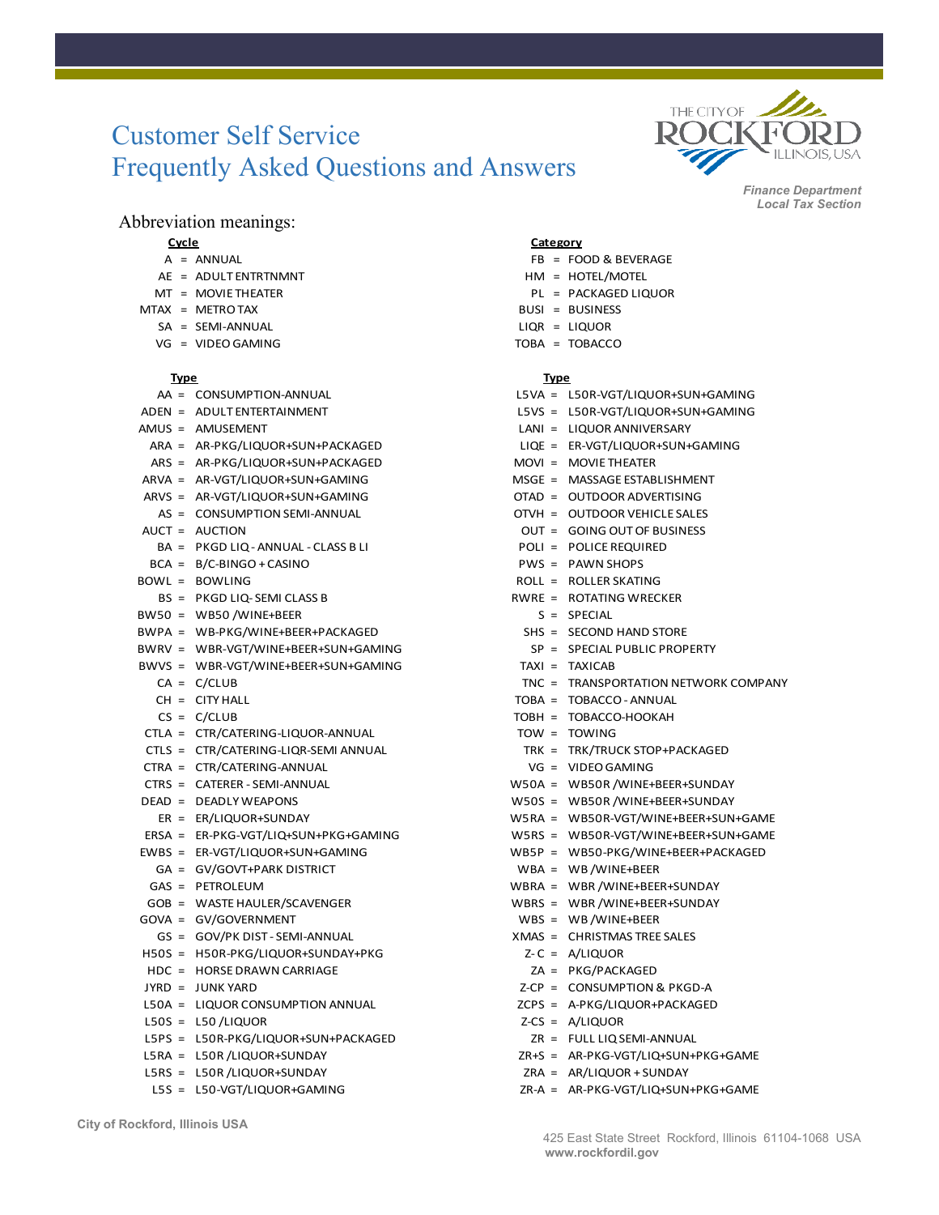# Customer Self Service
# Frequently Asked Questions and Answers

*Finance Department*
*Local Tax Section*

## Abbreviation meanings:

**Cycle**

| | | |
|---|---|---|
| A | = | ANNUAL |
| AE | = | ADULT ENTRTNMNT |
| MT | = | MOVIE THEATER |
| MTAX | = | METRO TAX |
| SA | = | SEMI-ANNUAL |
| VG | = | VIDEO GAMING |

**Category**

| | | |
|---|---|---|
| FB | = | FOOD & BEVERAGE |
| HM | = | HOTEL/MOTEL |
| PL | = | PACKAGED LIQUOR |
| BUSI | = | BUSINESS |
| LIQR | = | LIQUOR |
| TOBA | = | TOBACCO |

**Type**

| | | |
|---|---|---|
| AA | = | CONSUMPTION-ANNUAL |
| ADEN | = | ADULT ENTERTAINMENT |
| AMUS | = | AMUSEMENT |
| ARA | = | AR-PKG/LIQUOR+SUN+PACKAGED |
| ARS | = | AR-PKG/LIQUOR+SUN+PACKAGED |
| ARVA | = | AR-VGT/LIQUOR+SUN+GAMING |
| ARVS | = | AR-VGT/LIQUOR+SUN+GAMING |
| AS | = | CONSUMPTION SEMI-ANNUAL |
| AUCT | = | AUCTION |
| BA | = | PKGD LIQ - ANNUAL - CLASS B LI |
| BCA | = | B/C-BINGO + CASINO |
| BOWL | = | BOWLING |
| BS | = | PKGD LIQ- SEMI CLASS B |
| BW50 | = | WB50 /WINE+BEER |
| BWPA | = | WB-PKG/WINE+BEER+PACKAGED |
| BWRV | = | WBR-VGT/WINE+BEER+SUN+GAMING |
| BWVS | = | WBR-VGT/WINE+BEER+SUN+GAMING |
| CA | = | C/CLUB |
| CH | = | CITY HALL |
| CS | = | C/CLUB |
| CTLA | = | CTR/CATERING-LIQUOR-ANNUAL |
| CTLS | = | CTR/CATERING-LIQR-SEMI ANNUAL |
| CTRA | = | CTR/CATERING-ANNUAL |
| CTRS | = | CATERER - SEMI-ANNUAL |
| DEAD | = | DEADLY WEAPONS |
| ER | = | ER/LIQUOR+SUNDAY |
| ERSA | = | ER-PKG-VGT/LIQ+SUN+PKG+GAMING |
| EWBS | = | ER-VGT/LIQUOR+SUN+GAMING |
| GA | = | GV/GOVT+PARK DISTRICT |
| GAS | = | PETROLEUM |
| GOB | = | WASTE HAULER/SCAVENGER |
| GOVA | = | GV/GOVERNMENT |
| GS | = | GOV/PK DIST - SEMI-ANNUAL |
| H50S | = | H50R-PKG/LIQUOR+SUNDAY+PKG |
| HDC | = | HORSE DRAWN CARRIAGE |
| JYRD | = | JUNK YARD |
| L50A | = | LIQUOR CONSUMPTION ANNUAL |
| L50S | = | L50 /LIQUOR |
| L5PS | = | L50R-PKG/LIQUOR+SUN+PACKAGED |
| L5RA | = | L50R /LIQUOR+SUNDAY |
| L5RS | = | L50R /LIQUOR+SUNDAY |
| L5S | = | L50-VGT/LIQUOR+GAMING |
| L5VA | = | L50R-VGT/LIQUOR+SUN+GAMING |
| L5VS | = | L50R-VGT/LIQUOR+SUN+GAMING |
| LANI | = | LIQUOR ANNIVERSARY |
| LIQE | = | ER-VGT/LIQUOR+SUN+GAMING |
| MOVI | = | MOVIE THEATER |
| MSGE | = | MASSAGE ESTABLISHMENT |
| OTAD | = | OUTDOOR ADVERTISING |
| OTVH | = | OUTDOOR VEHICLE SALES |
| OUT | = | GOING OUT OF BUSINESS |
| POLI | = | POLICE REQUIRED |
| PWS | = | PAWN SHOPS |
| ROLL | = | ROLLER SKATING |
| RWRE | = | ROTATING WRECKER |
| S | = | SPECIAL |
| SHS | = | SECOND HAND STORE |
| SP | = | SPECIAL PUBLIC PROPERTY |
| TAXI | = | TAXICAB |
| TNC | = | TRANSPORTATION NETWORK COMPANY |
| TOBA | = | TOBACCO - ANNUAL |
| TOBH | = | TOBACCO-HOOKAH |
| TOW | = | TOWING |
| TRK | = | TRK/TRUCK STOP+PACKAGED |
| VG | = | VIDEO GAMING |
| W50A | = | WB50R /WINE+BEER+SUNDAY |
| W50S | = | WB50R /WINE+BEER+SUNDAY |
| W5RA | = | WB50R-VGT/WINE+BEER+SUN+GAME |
| W5RS | = | WB50R-VGT/WINE+BEER+SUN+GAME |
| WB5P | = | WB50-PKG/WINE+BEER+PACKAGED |
| WBA | = | WB /WINE+BEER |
| WBRA | = | WBR /WINE+BEER+SUNDAY |
| WBRS | = | WBR /WINE+BEER+SUNDAY |
| WBS | = | WB /WINE+BEER |
| XMAS | = | CHRISTMAS TREE SALES |
| Z- C | = | A/LIQUOR |
| ZA | = | PKG/PACKAGED |
| Z-CP | = | CONSUMPTION & PKGD-A |
| ZCPS | = | A-PKG/LIQUOR+PACKAGED |
| Z-CS | = | A/LIQUOR |
| ZR | = | FULL LIQ SEMI-ANNUAL |
| ZR+S | = | AR-PKG-VGT/LIQ+SUN+PKG+GAME |
| ZRA | = | AR/LIQUOR + SUNDAY |
| ZR-A | = | AR-PKG-VGT/LIQ+SUN+PKG+GAME |

City of Rockford, Illinois USA

425 East State Street Rockford, Illinois 61104-1068 USA
www.rockfordil.gov